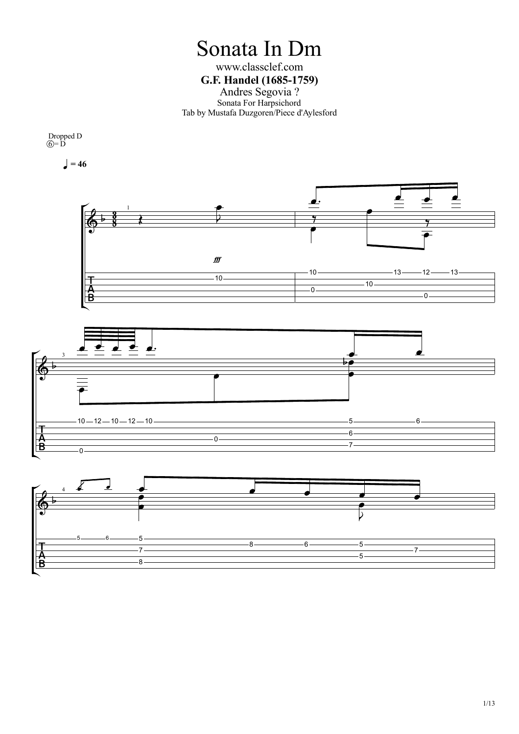# Sonata In Dm

www.classclef.com

**G.F. Handel (1685-1759)**

Andres Segovia ?

Sonata For Harpsichord

Tab by Mustafa Duzgoren/Piece d'Aylesford

Dropped D
⑥= D

♩ = 46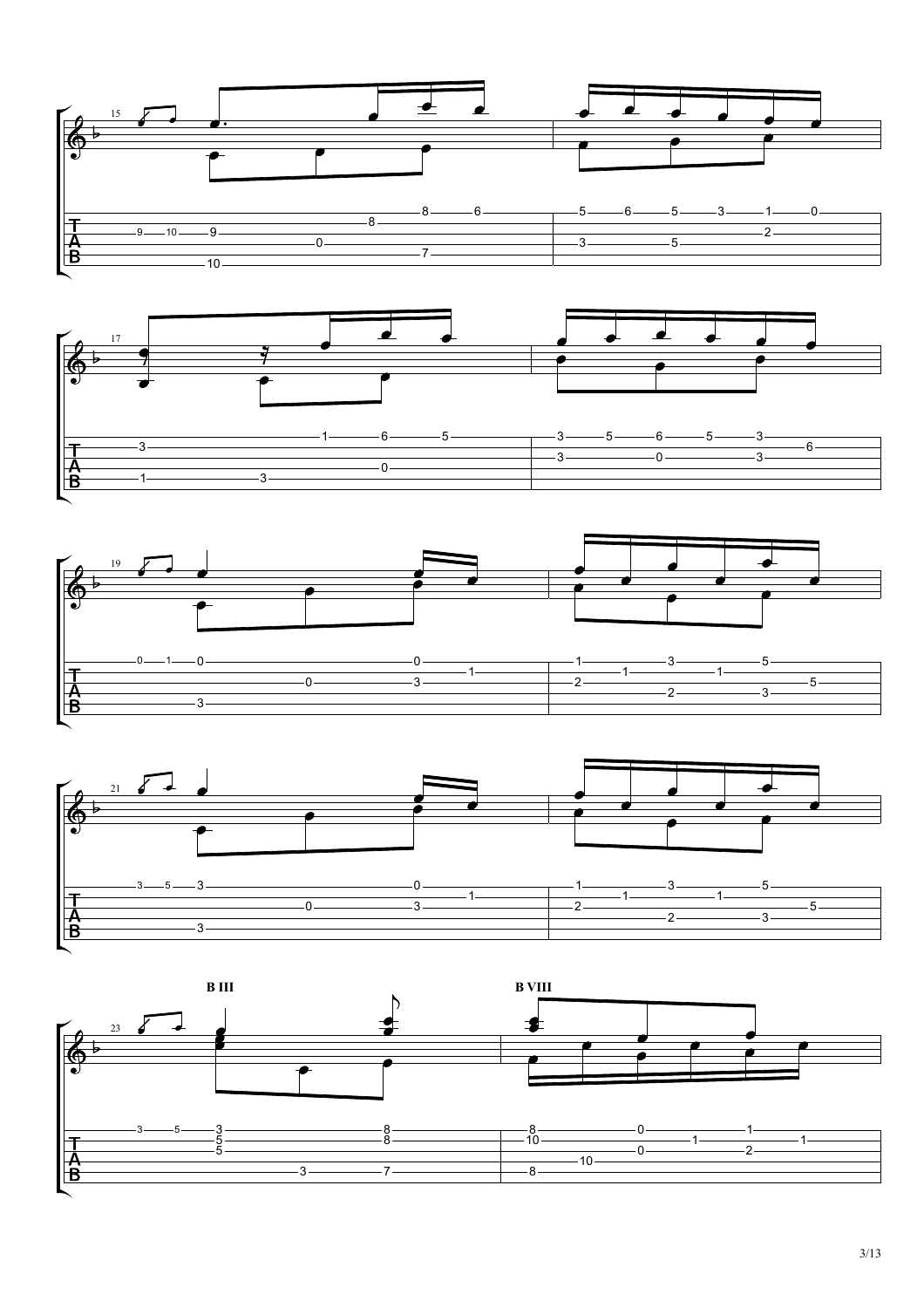B III

B VIII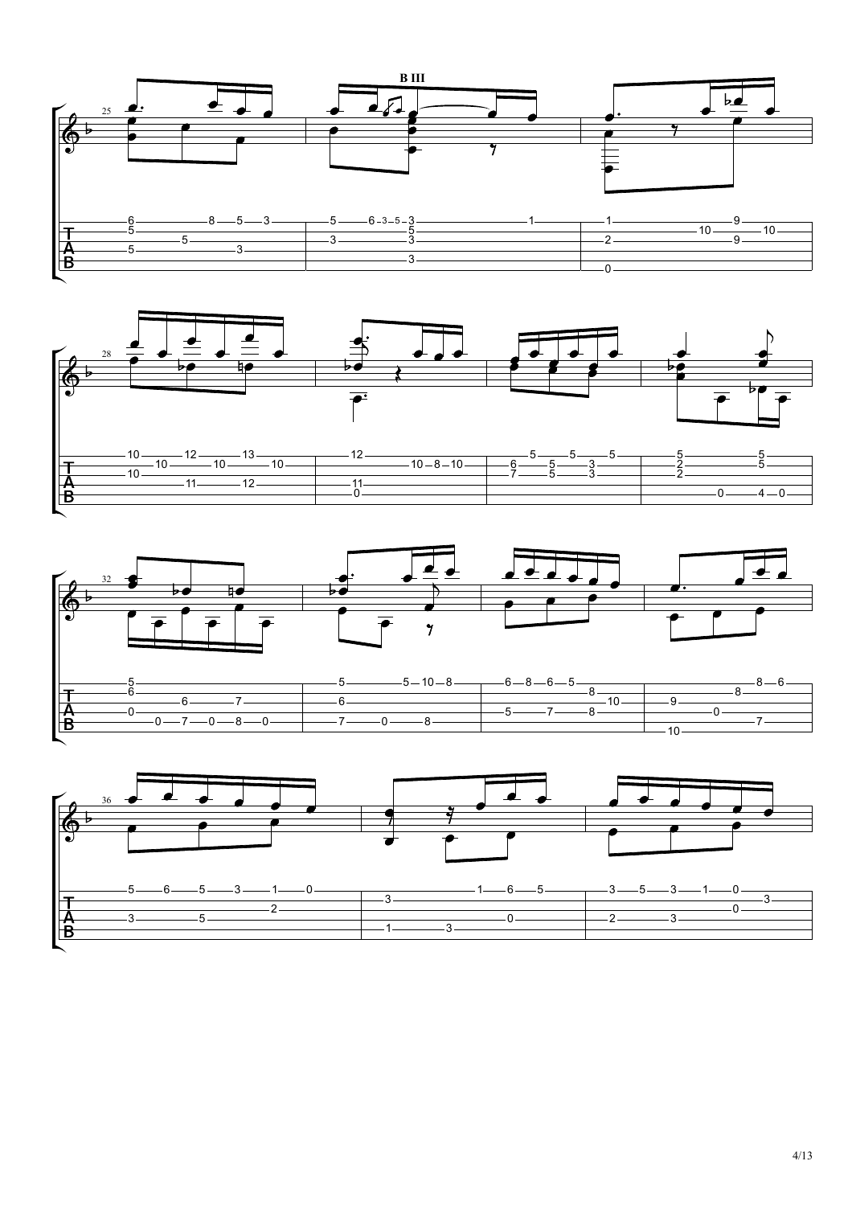B III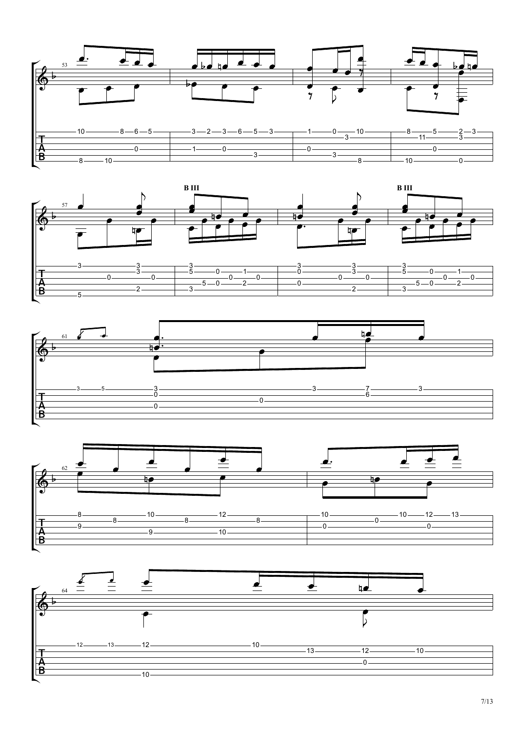53

57

B III

B III

61

62

64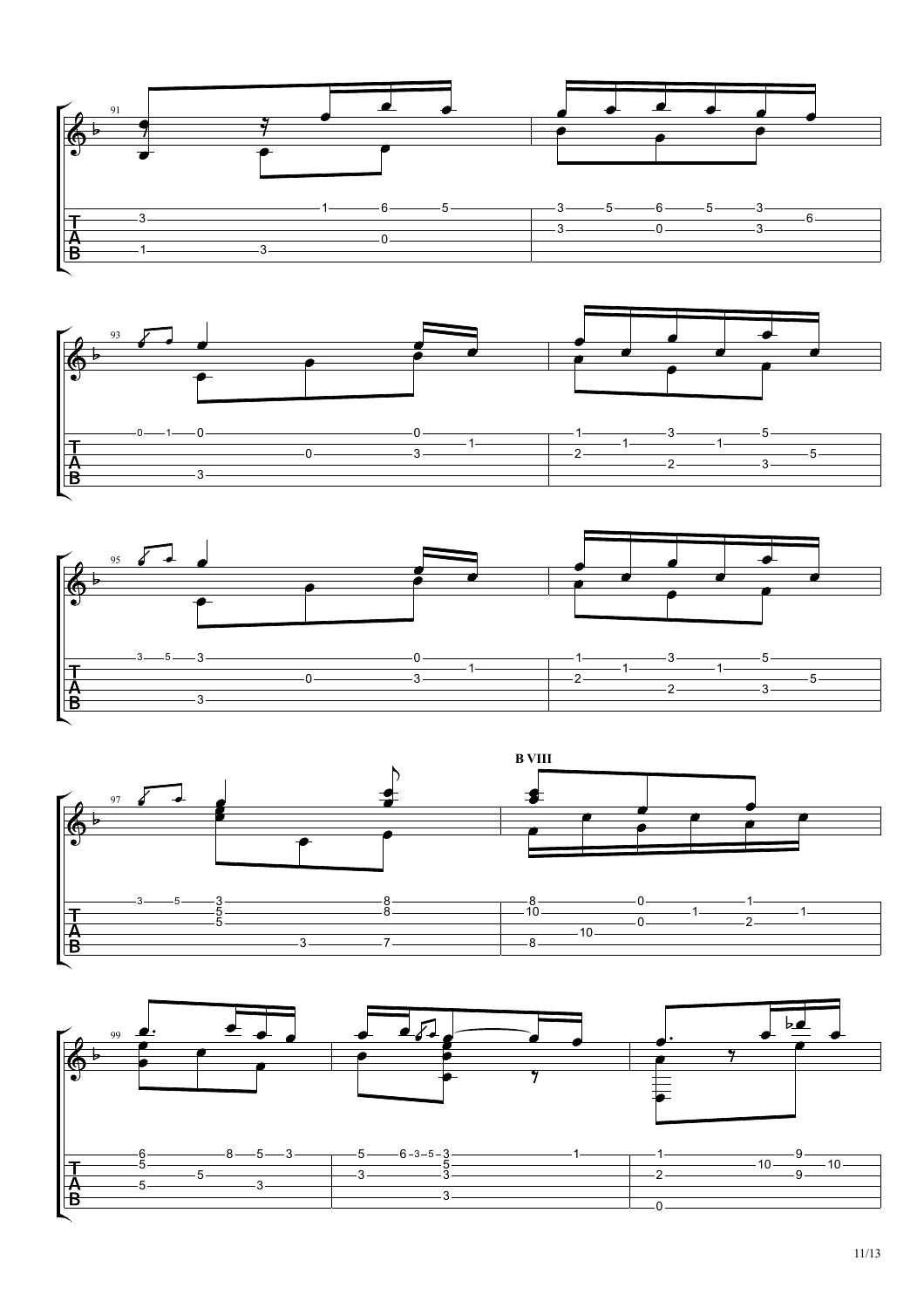91

93

95

97

**B VIII**

99